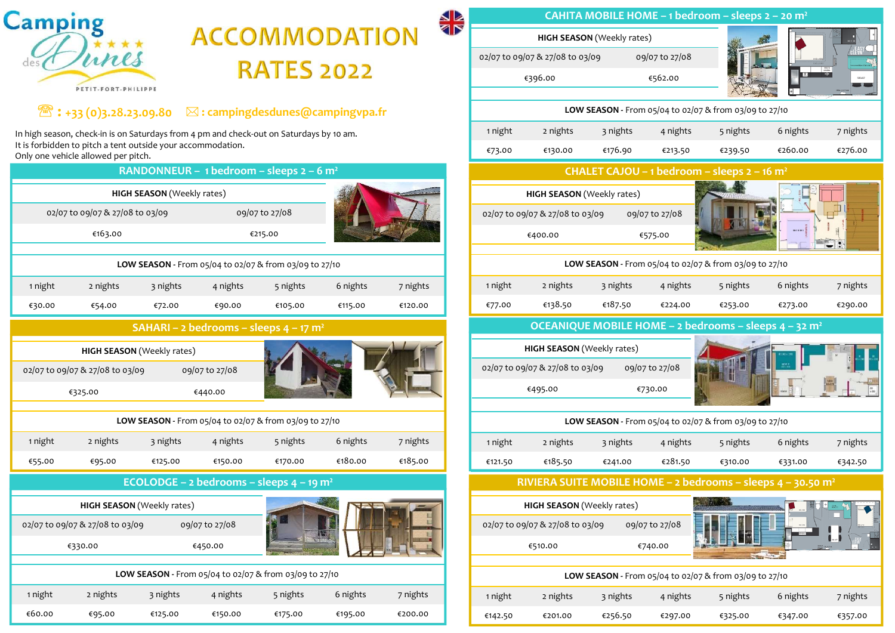# Camping des Dunes ★★★★

PETIT-FORT-PHILIPPE

# ACCOMMODATION RATES 2022

☎ : +33 (0)3.28.23.09.80 ✉ : campingdesdunes@campingvpa.fr

In high season, check-in is on Saturdays from 4 pm and check-out on Saturdays by 10 am.
It is forbidden to pitch a tent outside your accommodation.
Only one vehicle allowed per pitch.

## RANDONNEUR – 1 bedroom – sleeps 2 – 6 m²

**HIGH SEASON** (Weekly rates)

| 02/07 to 09/07 & 27/08 to 03/09 | 09/07 to 27/08 |
|---|---|
| €163.00 | €215.00 |

**LOW SEASON** - From 05/04 to 02/07 & from 03/09 to 27/10

| 1 night | 2 nights | 3 nights | 4 nights | 5 nights | 6 nights | 7 nights |
|---|---|---|---|---|---|---|
| €30.00 | €54.00 | €72.00 | €90.00 | €105.00 | €115.00 | €120.00 |

## SAHARI – 2 bedrooms – sleeps 4 – 17 m²

**HIGH SEASON** (Weekly rates)

| 02/07 to 09/07 & 27/08 to 03/09 | 09/07 to 27/08 |
|---|---|
| €325.00 | €440.00 |

**LOW SEASON** - From 05/04 to 02/07 & from 03/09 to 27/10

| 1 night | 2 nights | 3 nights | 4 nights | 5 nights | 6 nights | 7 nights |
|---|---|---|---|---|---|---|
| €55.00 | €95.00 | €125.00 | €150.00 | €170.00 | €180.00 | €185.00 |

## ECOLODGE – 2 bedrooms – sleeps 4 – 19 m²

**HIGH SEASON** (Weekly rates)

| 02/07 to 09/07 & 27/08 to 03/09 | 09/07 to 27/08 |
|---|---|
| €330.00 | €450.00 |

**LOW SEASON** - From 05/04 to 02/07 & from 03/09 to 27/10

| 1 night | 2 nights | 3 nights | 4 nights | 5 nights | 6 nights | 7 nights |
|---|---|---|---|---|---|---|
| €60.00 | €95.00 | €125.00 | €150.00 | €175.00 | €195.00 | €200.00 |

## CAHITA MOBILE HOME – 1 bedroom – sleeps 2 – 20 m²

**HIGH SEASON** (Weekly rates)

| 02/07 to 09/07 & 27/08 to 03/09 | 09/07 to 27/08 |
|---|---|
| €396.00 | €562.00 |

**LOW SEASON** - From 05/04 to 02/07 & from 03/09 to 27/10

| 1 night | 2 nights | 3 nights | 4 nights | 5 nights | 6 nights | 7 nights |
|---|---|---|---|---|---|---|
| €73.00 | €130.00 | €176.90 | €213.50 | €239.50 | €260.00 | €276.00 |

## CHALET CAJOU – 1 bedroom – sleeps 2 – 16 m²

**HIGH SEASON** (Weekly rates)

| 02/07 to 09/07 & 27/08 to 03/09 | 09/07 to 27/08 |
|---|---|
| €400.00 | €575.00 |

**LOW SEASON** - From 05/04 to 02/07 & from 03/09 to 27/10

| 1 night | 2 nights | 3 nights | 4 nights | 5 nights | 6 nights | 7 nights |
|---|---|---|---|---|---|---|
| €77.00 | €138.50 | €187.50 | €224.00 | €253.00 | €273.00 | €290.00 |

## OCEANIQUE MOBILE HOME – 2 bedrooms – sleeps 4 – 32 m²

**HIGH SEASON** (Weekly rates)

| 02/07 to 09/07 & 27/08 to 03/09 | 09/07 to 27/08 |
|---|---|
| €495.00 | €730.00 |

**LOW SEASON** - From 05/04 to 02/07 & from 03/09 to 27/10

| 1 night | 2 nights | 3 nights | 4 nights | 5 nights | 6 nights | 7 nights |
|---|---|---|---|---|---|---|
| €121.50 | €185.50 | €241.00 | €281.50 | €310.00 | €331.00 | €342.50 |

## RIVIERA SUITE MOBILE HOME – 2 bedrooms – sleeps 4 – 30.50 m²

**HIGH SEASON** (Weekly rates)

| 02/07 to 09/07 & 27/08 to 03/09 | 09/07 to 27/08 |
|---|---|
| €510.00 | €740.00 |

**LOW SEASON** - From 05/04 to 02/07 & from 03/09 to 27/10

| 1 night | 2 nights | 3 nights | 4 nights | 5 nights | 6 nights | 7 nights |
|---|---|---|---|---|---|---|
| €142.50 | €201.00 | €256.50 | €297.00 | €325.00 | €347.00 | €357.00 |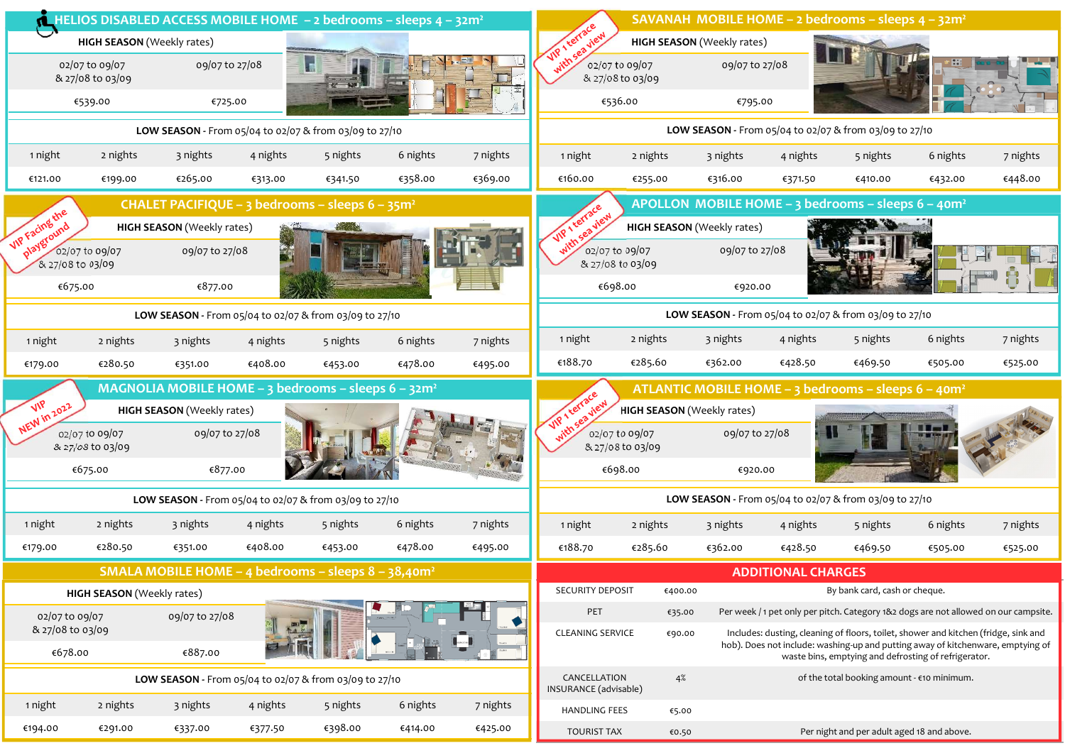## HELIOS DISABLED ACCESS MOBILE HOME – 2 bedrooms – sleeps 4 – 32m²

**HIGH SEASON** (Weekly rates)

| 02/07 to 09/07 & 27/08 to 03/09 | 09/07 to 27/08 |
|---|---|
| €539.00 | €725.00 |

**LOW SEASON** - From 05/04 to 02/07 & from 03/09 to 27/10

| 1 night | 2 nights | 3 nights | 4 nights | 5 nights | 6 nights | 7 nights |
|---|---|---|---|---|---|---|
| €121.00 | €199.00 | €265.00 | €313.00 | €341.50 | €358.00 | €369.00 |

## SAVANAH MOBILE HOME – 2 bedrooms – sleeps 4 – 32m²

VIP 1 terrace with sea view

**HIGH SEASON** (Weekly rates)

| 02/07 to 09/07 & 27/08 to 03/09 | 09/07 to 27/08 |
|---|---|
| €536.00 | €795.00 |

**LOW SEASON** - From 05/04 to 02/07 & from 03/09 to 27/10

| 1 night | 2 nights | 3 nights | 4 nights | 5 nights | 6 nights | 7 nights |
|---|---|---|---|---|---|---|
| €160.00 | €255.00 | €316.00 | €371.50 | €410.00 | €432.00 | €448.00 |

## CHALET PACIFIQUE – 3 bedrooms – sleeps 6 – 35m²

VIP Facing the playground

**HIGH SEASON** (Weekly rates)

| 02/07 to 09/07 & 27/08 to 03/09 | 09/07 to 27/08 |
|---|---|
| €675.00 | €877.00 |

**LOW SEASON** - From 05/04 to 02/07 & from 03/09 to 27/10

| 1 night | 2 nights | 3 nights | 4 nights | 5 nights | 6 nights | 7 nights |
|---|---|---|---|---|---|---|
| €179.00 | €280.50 | €351.00 | €408.00 | €453.00 | €478.00 | €495.00 |

## APOLLON MOBILE HOME – 3 bedrooms – sleeps 6 – 40m²

VIP 1 terrace with sea view

**HIGH SEASON** (Weekly rates)

| 02/07 to 09/07 & 27/08 to 03/09 | 09/07 to 27/08 |
|---|---|
| €698.00 | €920.00 |

**LOW SEASON** - From 05/04 to 02/07 & from 03/09 to 27/10

| 1 night | 2 nights | 3 nights | 4 nights | 5 nights | 6 nights | 7 nights |
|---|---|---|---|---|---|---|
| €188.70 | €285.60 | €362.00 | €428.50 | €469.50 | €505.00 | €525.00 |

## MAGNOLIA MOBILE HOME – 3 bedrooms – sleeps 6 – 32m²

VIP NEW in 2022

**HIGH SEASON** (Weekly rates)

| 02/07 to 09/07 & 27/08 to 03/09 | 09/07 to 27/08 |
|---|---|
| €675.00 | €877.00 |

**LOW SEASON** - From 05/04 to 02/07 & from 03/09 to 27/10

| 1 night | 2 nights | 3 nights | 4 nights | 5 nights | 6 nights | 7 nights |
|---|---|---|---|---|---|---|
| €179.00 | €280.50 | €351.00 | €408.00 | €453.00 | €478.00 | €495.00 |

## ATLANTIC MOBILE HOME – 3 bedrooms – sleeps 6 – 40m²

VIP 1 terrace with sea view

**HIGH SEASON** (Weekly rates)

| 02/07 to 09/07 & 27/08 to 03/09 | 09/07 to 27/08 |
|---|---|
| €698.00 | €920.00 |

**LOW SEASON** - From 05/04 to 02/07 & from 03/09 to 27/10

| 1 night | 2 nights | 3 nights | 4 nights | 5 nights | 6 nights | 7 nights |
|---|---|---|---|---|---|---|
| €188.70 | €285.60 | €362.00 | €428.50 | €469.50 | €505.00 | €525.00 |

## SMALA MOBILE HOME – 4 bedrooms – sleeps 8 – 38,40m²

**HIGH SEASON** (Weekly rates)

| 02/07 to 09/07 & 27/08 to 03/09 | 09/07 to 27/08 |
|---|---|
| €678.00 | €887.00 |

**LOW SEASON** - From 05/04 to 02/07 & from 03/09 to 27/10

| 1 night | 2 nights | 3 nights | 4 nights | 5 nights | 6 nights | 7 nights |
|---|---|---|---|---|---|---|
| €194.00 | €291.00 | €337.00 | €377.50 | €398.00 | €414.00 | €425.00 |

## ADDITIONAL CHARGES

| | | |
|---|---|---|
| SECURITY DEPOSIT | €400.00 | By bank card, cash or cheque. |
| PET | €35.00 | Per week / 1 pet only per pitch. Category 1&2 dogs are not allowed on our campsite. |
| CLEANING SERVICE | €90.00 | Includes: dusting, cleaning of floors, toilet, shower and kitchen (fridge, sink and hob). Does not include: washing-up and putting away of kitchenware, emptying of waste bins, emptying and defrosting of refrigerator. |
| CANCELLATION INSURANCE (advisable) | 4% | of the total booking amount - €10 minimum. |
| HANDLING FEES | €5.00 | |
| TOURIST TAX | €0.50 | Per night and per adult aged 18 and above. |